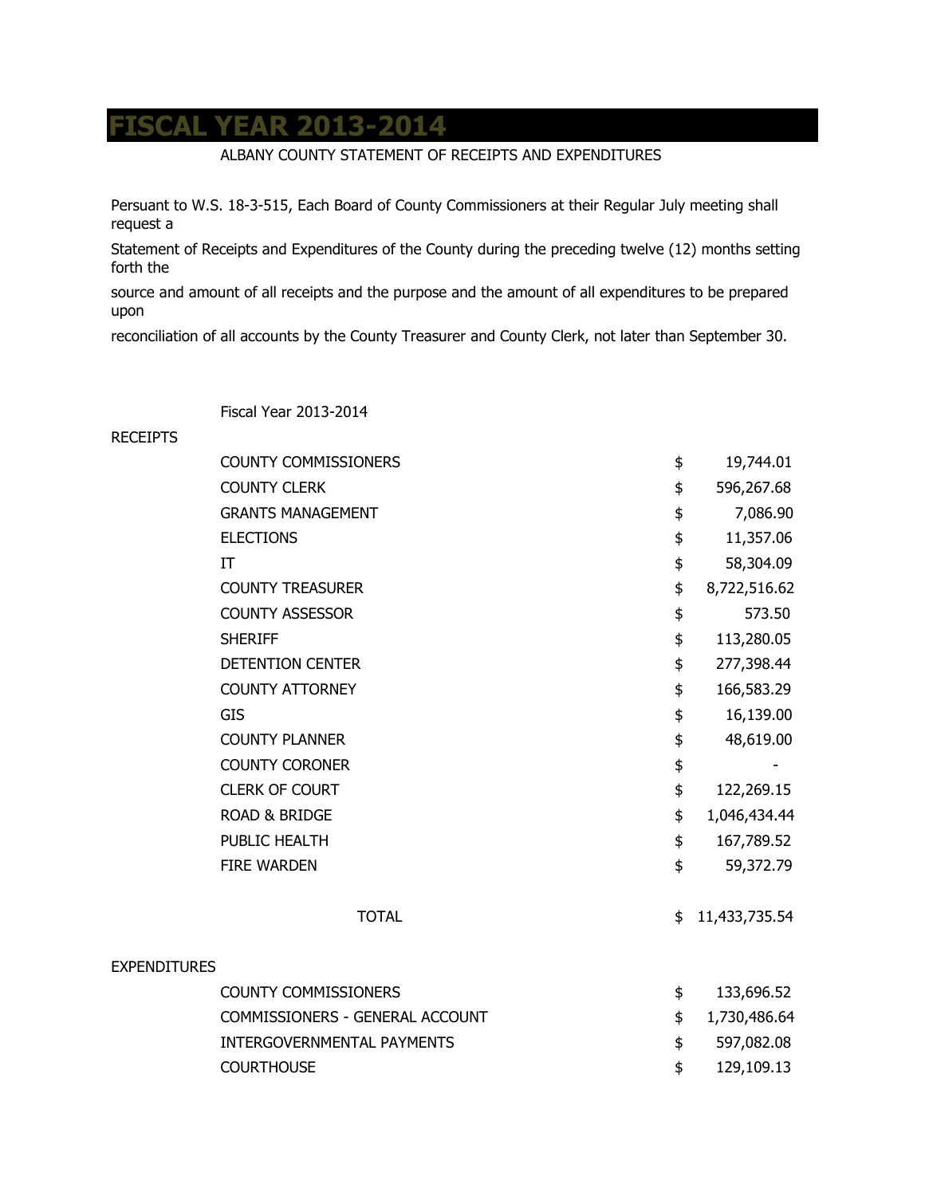# FISCAL YEAR 2013-2014

ALBANY COUNTY STATEMENT OF RECEIPTS AND EXPENDITURES

Persuant to W.S. 18-3-515, Each Board of County Commissioners at their Regular July meeting shall request a

Statement of Receipts and Expenditures of the County during the preceding twelve (12) months setting forth the

source and amount of all receipts and the purpose and the amount of all expenditures to be prepared upon

reconciliation of all accounts by the County Treasurer and County Clerk, not later than September 30.

Fiscal Year 2013-2014

| | | | |
|---|---|---|---|
| RECEIPTS | | | |
| | COUNTY COMMISSIONERS | $ | 19,744.01 |
| | COUNTY CLERK | $ | 596,267.68 |
| | GRANTS MANAGEMENT | $ | 7,086.90 |
| | ELECTIONS | $ | 11,357.06 |
| | IT | $ | 58,304.09 |
| | COUNTY TREASURER | $ | 8,722,516.62 |
| | COUNTY ASSESSOR | $ | 573.50 |
| | SHERIFF | $ | 113,280.05 |
| | DETENTION CENTER | $ | 277,398.44 |
| | COUNTY ATTORNEY | $ | 166,583.29 |
| | GIS | $ | 16,139.00 |
| | COUNTY PLANNER | $ | 48,619.00 |
| | COUNTY CORONER | $ | - |
| | CLERK OF COURT | $ | 122,269.15 |
| | ROAD & BRIDGE | $ | 1,046,434.44 |
| | PUBLIC HEALTH | $ | 167,789.52 |
| | FIRE WARDEN | $ | 59,372.79 |
| | TOTAL | $ | 11,433,735.54 |
| EXPENDITURES | | | |
| | COUNTY COMMISSIONERS | $ | 133,696.52 |
| | COMMISSIONERS - GENERAL ACCOUNT | $ | 1,730,486.64 |
| | INTERGOVERNMENTAL PAYMENTS | $ | 597,082.08 |
| | COURTHOUSE | $ | 129,109.13 |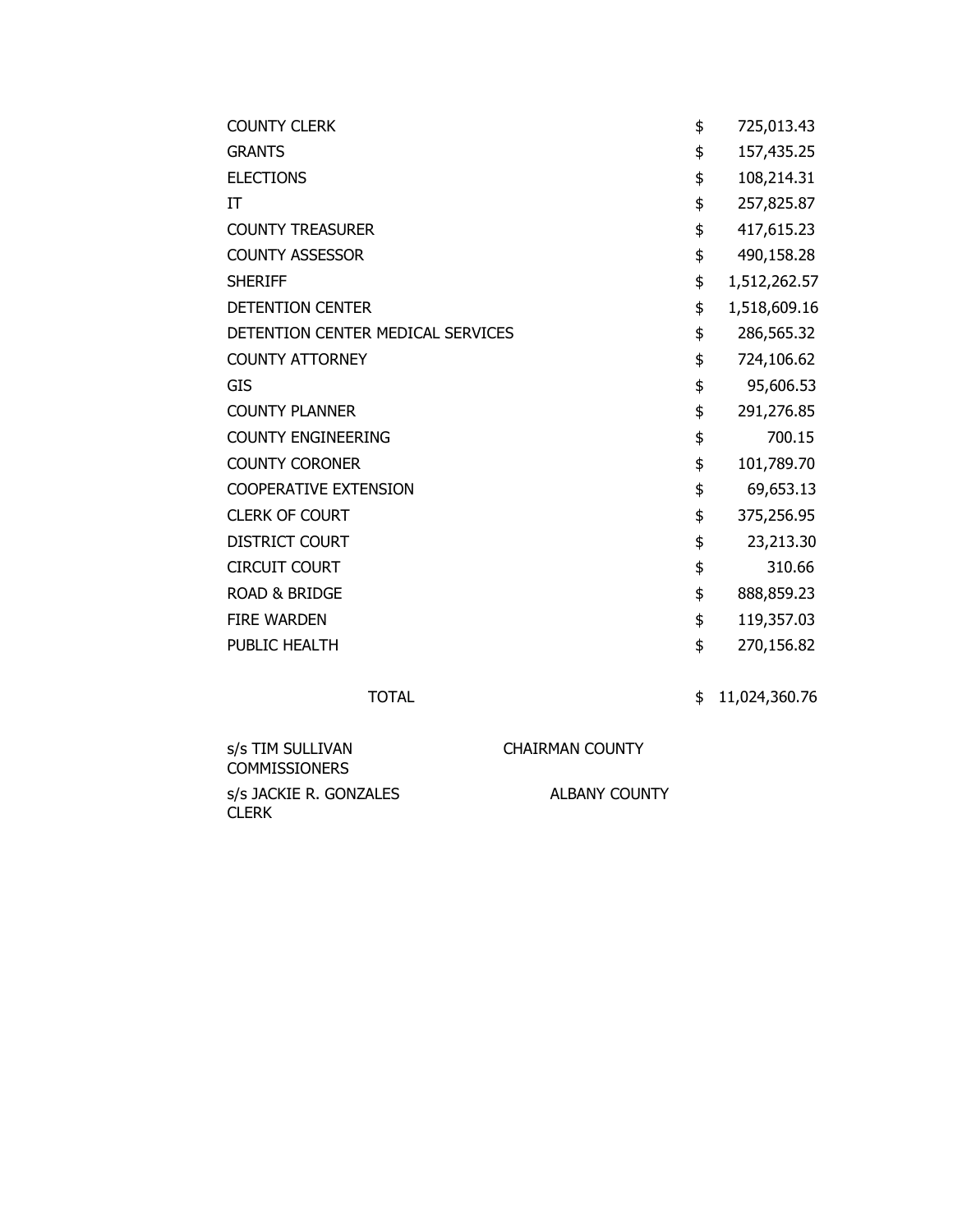| | | |
|---|---|---|
| COUNTY CLERK | $ | 725,013.43 |
| GRANTS | $ | 157,435.25 |
| ELECTIONS | $ | 108,214.31 |
| IT | $ | 257,825.87 |
| COUNTY TREASURER | $ | 417,615.23 |
| COUNTY ASSESSOR | $ | 490,158.28 |
| SHERIFF | $ | 1,512,262.57 |
| DETENTION CENTER | $ | 1,518,609.16 |
| DETENTION CENTER MEDICAL SERVICES | $ | 286,565.32 |
| COUNTY ATTORNEY | $ | 724,106.62 |
| GIS | $ | 95,606.53 |
| COUNTY PLANNER | $ | 291,276.85 |
| COUNTY ENGINEERING | $ | 700.15 |
| COUNTY CORONER | $ | 101,789.70 |
| COOPERATIVE EXTENSION | $ | 69,653.13 |
| CLERK OF COURT | $ | 375,256.95 |
| DISTRICT COURT | $ | 23,213.30 |
| CIRCUIT COURT | $ | 310.66 |
| ROAD & BRIDGE | $ | 888,859.23 |
| FIRE WARDEN | $ | 119,357.03 |
| PUBLIC HEALTH | $ | 270,156.82 |
| TOTAL | $ | 11,024,360.76 |

s/s TIM SULLIVAN CHAIRMAN COUNTY COMMISSIONERS

s/s JACKIE R. GONZALES ALBANY COUNTY CLERK